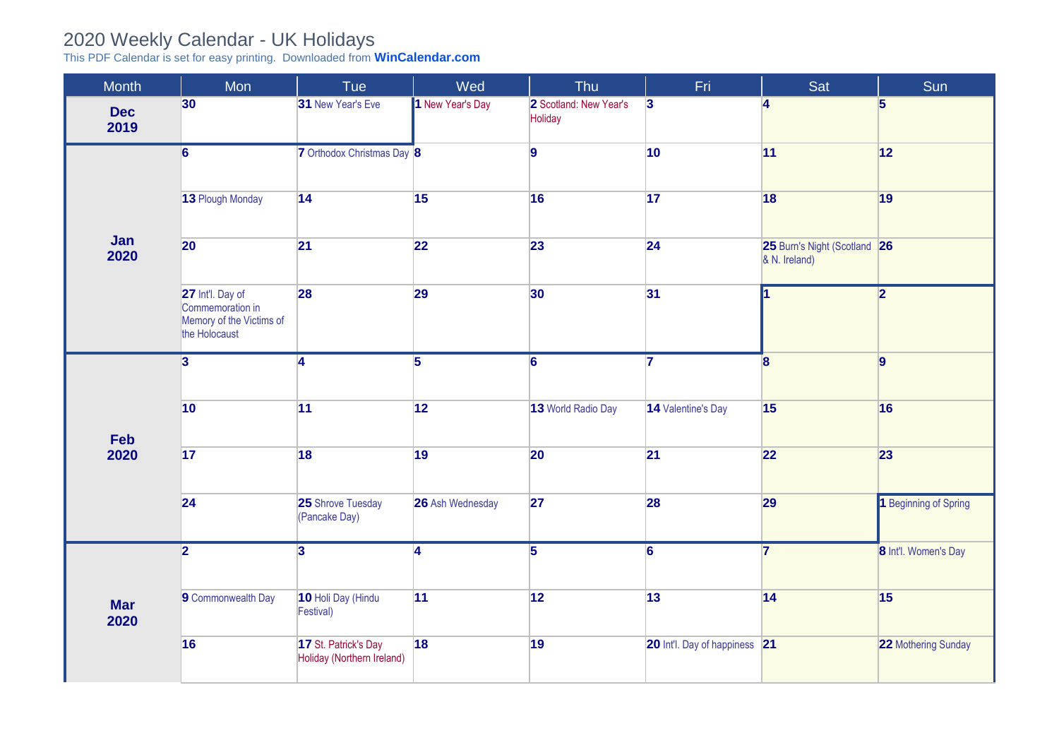# 2020 Weekly Calendar - UK Holidays

This PDF Calendar is set for easy printing. Downloaded from **WinCalendar.com**

| Month | Mon | Tue | Wed | Thu | Fri | Sat | Sun |
|---|---|---|---|---|---|---|---|
| **Dec 2019** | **30** | **31** New Year's Eve | **1** New Year's Day | **2** Scotland: New Year's Holiday | **3** | **4** | **5** |
| **Jan 2020** | **6** | **7** Orthodox Christmas Day | **8** | **9** | **10** | **11** | **12** |
| | **13** Plough Monday | **14** | **15** | **16** | **17** | **18** | **19** |
| | **20** | **21** | **22** | **23** | **24** | **25** Burn's Night (Scotland & N. Ireland) | **26** |
| | **27** Int'l. Day of Commemoration in Memory of the Victims of the Holocaust | **28** | **29** | **30** | **31** | **1** | **2** |
| **Feb 2020** | **3** | **4** | **5** | **6** | **7** | **8** | **9** |
| | **10** | **11** | **12** | **13** World Radio Day | **14** Valentine's Day | **15** | **16** |
| | **17** | **18** | **19** | **20** | **21** | **22** | **23** |
| | **24** | **25** Shrove Tuesday (Pancake Day) | **26** Ash Wednesday | **27** | **28** | **29** | **1** Beginning of Spring |
| **Mar 2020** | **2** | **3** | **4** | **5** | **6** | **7** | **8** Int'l. Women's Day |
| | **9** Commonwealth Day | **10** Holi Day (Hindu Festival) | **11** | **12** | **13** | **14** | **15** |
| | **16** | **17** St. Patrick's Day Holiday (Northern Ireland) | **18** | **19** | **20** Int'l. Day of happiness | **21** | **22** Mothering Sunday |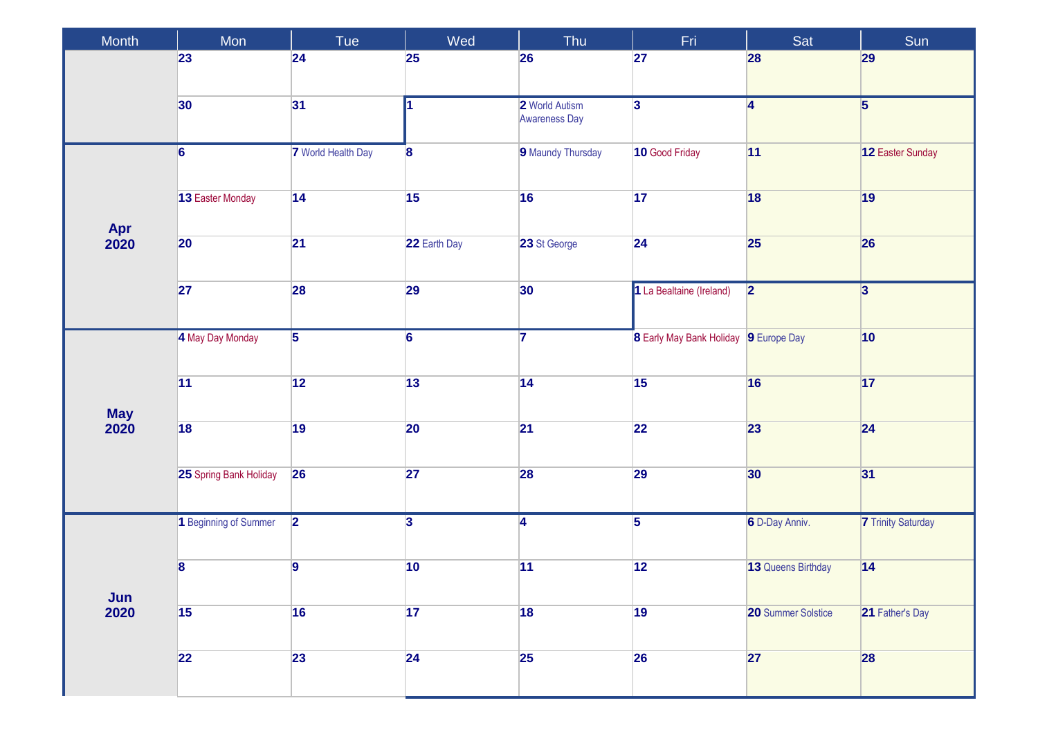| Month | Mon | Tue | Wed | Thu | Fri | Sat | Sun |
|---|---|---|---|---|---|---|---|
| | 23 | 24 | 25 | 26 | 27 | 28 | 29 |
| | 30 | 31 | 1 | 2 World Autism Awareness Day | 3 | 4 | 5 |
| Apr 2020 | 6 | 7 World Health Day | 8 | 9 Maundy Thursday | 10 Good Friday | 11 | 12 Easter Sunday |
| | 13 Easter Monday | 14 | 15 | 16 | 17 | 18 | 19 |
| | 20 | 21 | 22 Earth Day | 23 St George | 24 | 25 | 26 |
| | 27 | 28 | 29 | 30 | 1 La Bealtaine (Ireland) | 2 | 3 |
| May 2020 | 4 May Day Monday | 5 | 6 | 7 | 8 Early May Bank Holiday | 9 Europe Day | 10 |
| | 11 | 12 | 13 | 14 | 15 | 16 | 17 |
| | 18 | 19 | 20 | 21 | 22 | 23 | 24 |
| | 25 Spring Bank Holiday | 26 | 27 | 28 | 29 | 30 | 31 |
| Jun 2020 | 1 Beginning of Summer | 2 | 3 | 4 | 5 | 6 D-Day Anniv. | 7 Trinity Saturday |
| | 8 | 9 | 10 | 11 | 12 | 13 Queens Birthday | 14 |
| | 15 | 16 | 17 | 18 | 19 | 20 Summer Solstice | 21 Father's Day |
| | 22 | 23 | 24 | 25 | 26 | 27 | 28 |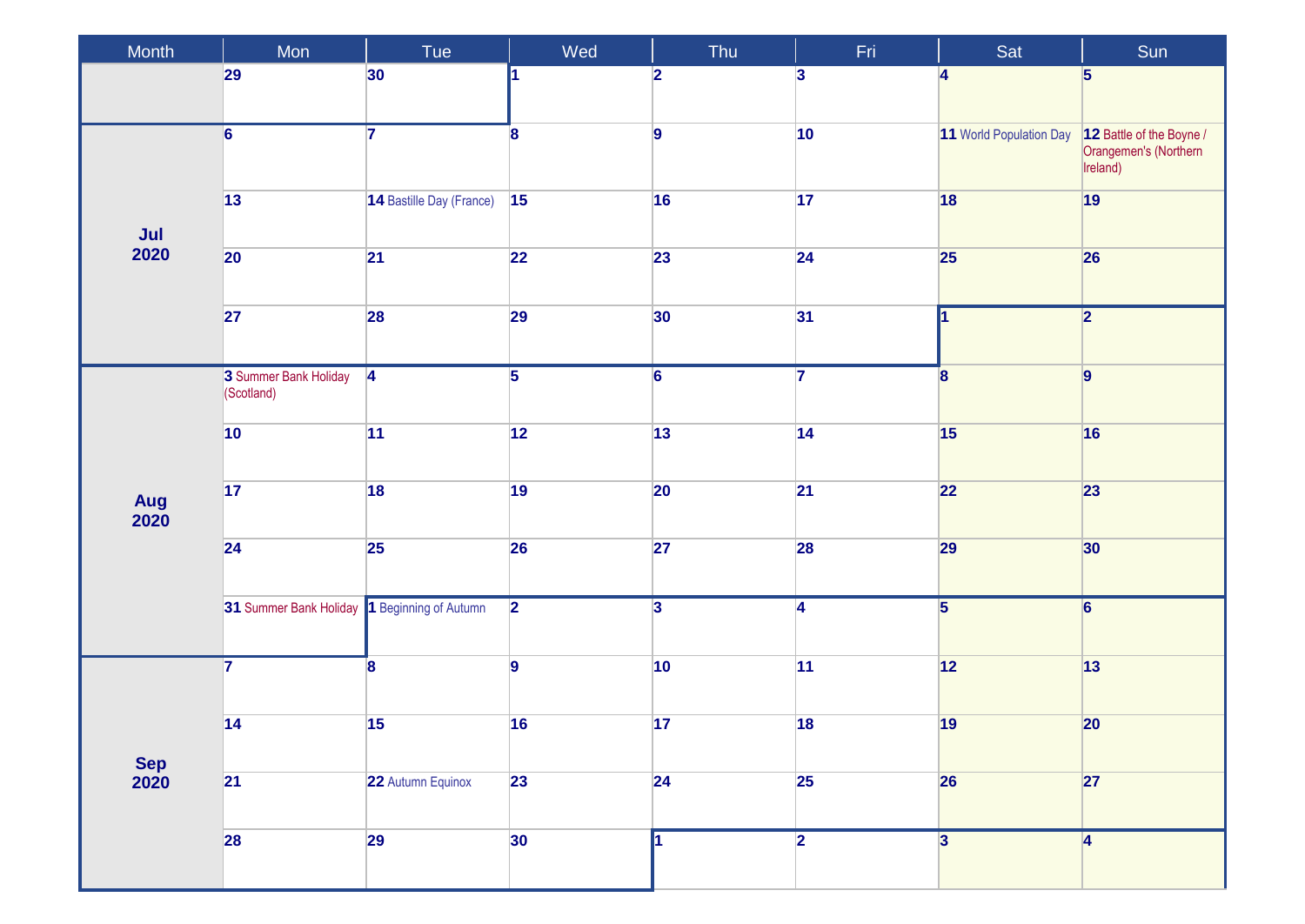| Month | Mon | Tue | Wed | Thu | Fri | Sat | Sun |
|---|---|---|---|---|---|---|---|
| | 29 | 30 | 1 | 2 | 3 | 4 | 5 |
| Jul 2020 | 6 | 7 | 8 | 9 | 10 | 11 World Population Day | 12 Battle of the Boyne / Orangemen's (Northern Ireland) |
| | 13 | 14 Bastille Day (France) | 15 | 16 | 17 | 18 | 19 |
| | 20 | 21 | 22 | 23 | 24 | 25 | 26 |
| | 27 | 28 | 29 | 30 | 31 | 1 | 2 |
| Aug 2020 | 3 Summer Bank Holiday (Scotland) | 4 | 5 | 6 | 7 | 8 | 9 |
| | 10 | 11 | 12 | 13 | 14 | 15 | 16 |
| | 17 | 18 | 19 | 20 | 21 | 22 | 23 |
| | 24 | 25 | 26 | 27 | 28 | 29 | 30 |
| | 31 Summer Bank Holiday | 1 Beginning of Autumn | 2 | 3 | 4 | 5 | 6 |
| Sep 2020 | 7 | 8 | 9 | 10 | 11 | 12 | 13 |
| | 14 | 15 | 16 | 17 | 18 | 19 | 20 |
| | 21 | 22 Autumn Equinox | 23 | 24 | 25 | 26 | 27 |
| | 28 | 29 | 30 | 1 | 2 | 3 | 4 |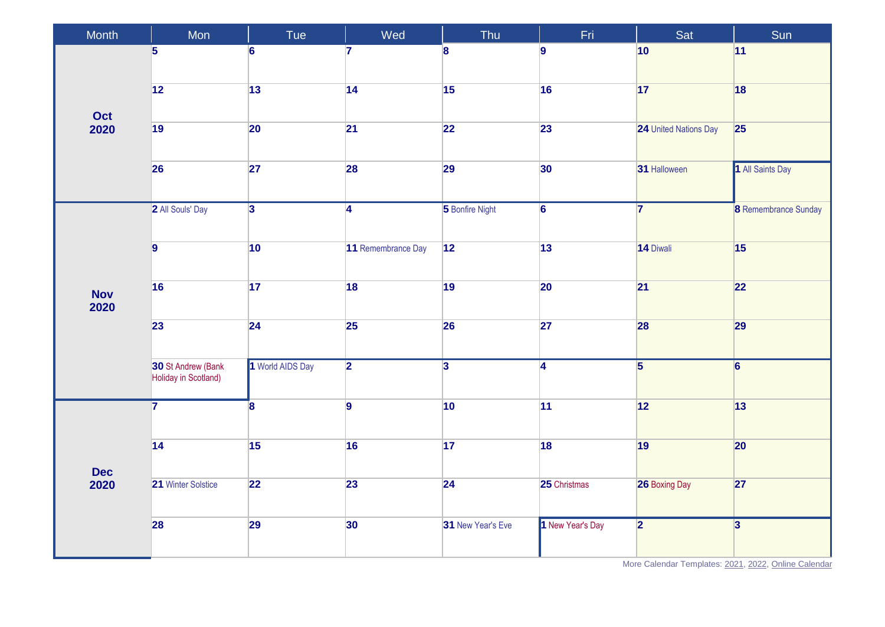| Month | Mon | Tue | Wed | Thu | Fri | Sat | Sun |
|---|---|---|---|---|---|---|---|
| **Oct 2020** | **5** | **6** | **7** | **8** | **9** | **10** | **11** |
| | **12** | **13** | **14** | **15** | **16** | **17** | **18** |
| | **19** | **20** | **21** | **22** | **23** | **24** United Nations Day | **25** |
| | **26** | **27** | **28** | **29** | **30** | **31** Halloween | **1** All Saints Day |
| **Nov 2020** | **2** All Souls' Day | **3** | **4** | **5** Bonfire Night | **6** | **7** | **8** Remembrance Sunday |
| | **9** | **10** | **11** Remembrance Day | **12** | **13** | **14** Diwali | **15** |
| | **16** | **17** | **18** | **19** | **20** | **21** | **22** |
| | **23** | **24** | **25** | **26** | **27** | **28** | **29** |
| | **30** St Andrew (Bank Holiday in Scotland) | **1** World AIDS Day | **2** | **3** | **4** | **5** | **6** |
| **Dec 2020** | **7** | **8** | **9** | **10** | **11** | **12** | **13** |
| | **14** | **15** | **16** | **17** | **18** | **19** | **20** |
| | **21** Winter Solstice | **22** | **23** | **24** | **25** Christmas | **26** Boxing Day | **27** |
| | **28** | **29** | **30** | **31** New Year's Eve | **1** New Year's Day | **2** | **3** |

More Calendar Templates: 2021, 2022, Online Calendar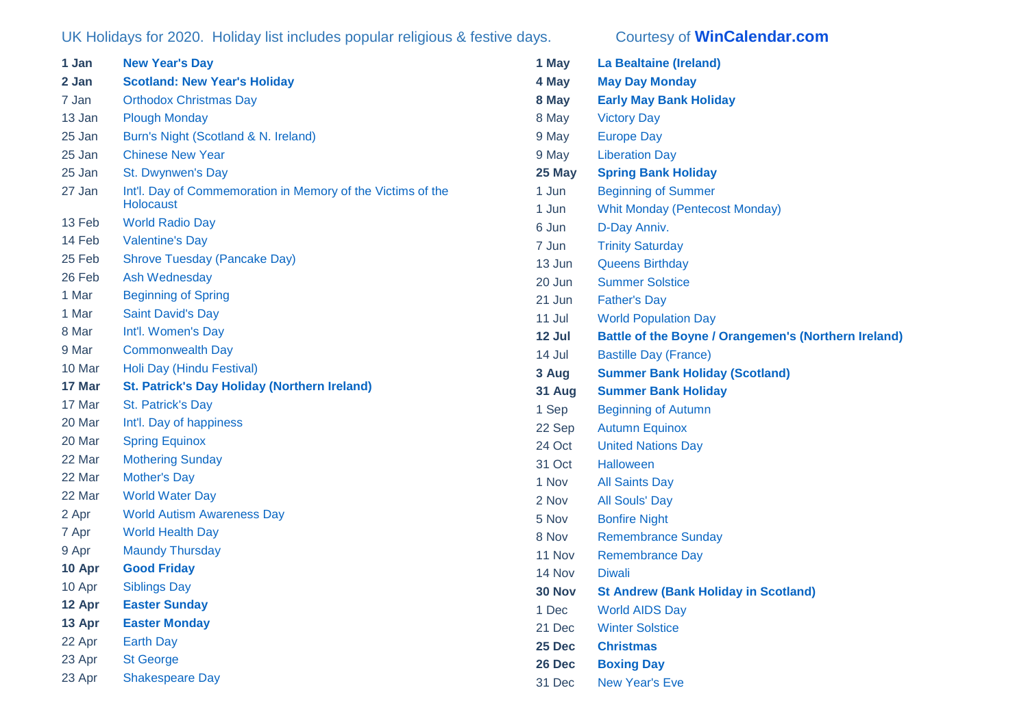UK Holidays for 2020. Holiday list includes popular religious & festive days. Courtesy of **WinCalendar.com**

| | |
|---|---|
| **1 Jan** | **New Year's Day** |
| **2 Jan** | **Scotland: New Year's Holiday** |
| 7 Jan | Orthodox Christmas Day |
| 13 Jan | Plough Monday |
| 25 Jan | Burn's Night (Scotland & N. Ireland) |
| 25 Jan | Chinese New Year |
| 25 Jan | St. Dwynwen's Day |
| 27 Jan | Int'l. Day of Commemoration in Memory of the Victims of the Holocaust |
| 13 Feb | World Radio Day |
| 14 Feb | Valentine's Day |
| 25 Feb | Shrove Tuesday (Pancake Day) |
| 26 Feb | Ash Wednesday |
| 1 Mar | Beginning of Spring |
| 1 Mar | Saint David's Day |
| 8 Mar | Int'l. Women's Day |
| 9 Mar | Commonwealth Day |
| 10 Mar | Holi Day (Hindu Festival) |
| **17 Mar** | **St. Patrick's Day Holiday (Northern Ireland)** |
| 17 Mar | St. Patrick's Day |
| 20 Mar | Int'l. Day of happiness |
| 20 Mar | Spring Equinox |
| 22 Mar | Mothering Sunday |
| 22 Mar | Mother's Day |
| 22 Mar | World Water Day |
| 2 Apr | World Autism Awareness Day |
| 7 Apr | World Health Day |
| 9 Apr | Maundy Thursday |
| **10 Apr** | **Good Friday** |
| 10 Apr | Siblings Day |
| **12 Apr** | **Easter Sunday** |
| **13 Apr** | **Easter Monday** |
| 22 Apr | Earth Day |
| 23 Apr | St George |
| 23 Apr | Shakespeare Day |
| **1 May** | **La Bealtaine (Ireland)** |
| **4 May** | **May Day Monday** |
| **8 May** | **Early May Bank Holiday** |
| 8 May | Victory Day |
| 9 May | Europe Day |
| 9 May | Liberation Day |
| **25 May** | **Spring Bank Holiday** |
| 1 Jun | Beginning of Summer |
| 1 Jun | Whit Monday (Pentecost Monday) |
| 6 Jun | D-Day Anniv. |
| 7 Jun | Trinity Saturday |
| 13 Jun | Queens Birthday |
| 20 Jun | Summer Solstice |
| 21 Jun | Father's Day |
| 11 Jul | World Population Day |
| **12 Jul** | **Battle of the Boyne / Orangemen's (Northern Ireland)** |
| 14 Jul | Bastille Day (France) |
| **3 Aug** | **Summer Bank Holiday (Scotland)** |
| **31 Aug** | **Summer Bank Holiday** |
| 1 Sep | Beginning of Autumn |
| 22 Sep | Autumn Equinox |
| 24 Oct | United Nations Day |
| 31 Oct | Halloween |
| 1 Nov | All Saints Day |
| 2 Nov | All Souls' Day |
| 5 Nov | Bonfire Night |
| 8 Nov | Remembrance Sunday |
| 11 Nov | Remembrance Day |
| 14 Nov | Diwali |
| **30 Nov** | **St Andrew (Bank Holiday in Scotland)** |
| 1 Dec | World AIDS Day |
| 21 Dec | Winter Solstice |
| **25 Dec** | **Christmas** |
| **26 Dec** | **Boxing Day** |
| 31 Dec | New Year's Eve |